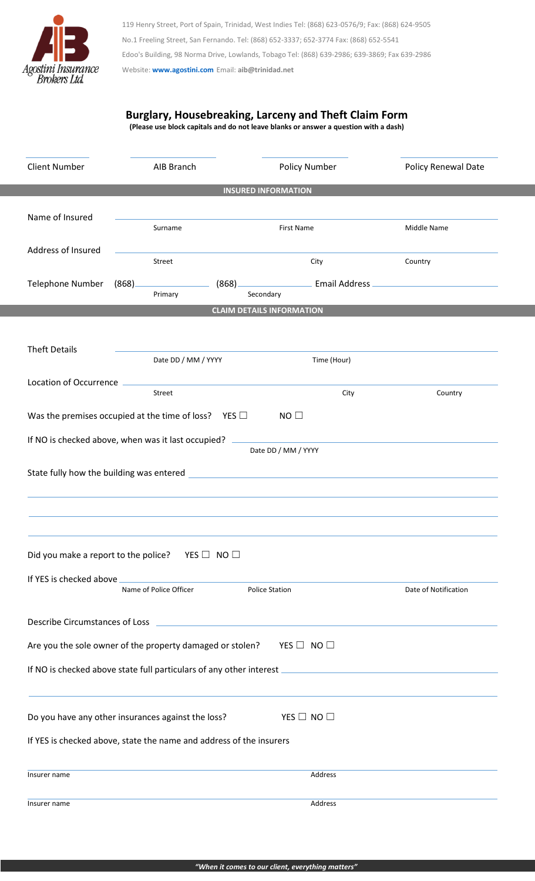Agostini Insurance Brokers Ltd.

119 Henry Street, Port of Spain, Trinidad, West Indies Tel: (868) 623-0576/9; Fax: (868) 624-9505

No.1 Freeling Street, San Fernando. Tel: (868) 652-3337; 652-3774 Fax: (868) 652-5541

Edoo's Building, 98 Norma Drive, Lowlands, Tobago Tel: (868) 639-2986; 639-3869; Fax 639-2986

Website: **www.agostini.com** Email: **aib@trinidad.net**

# Burglary, Housebreaking, Larceny and Theft Claim Form

**(Please use block capitals and do not leave blanks or answer a question with a dash)**

| Client Number | AIB Branch | Policy Number | Policy Renewal Date |
|---|---|---|---|
| | | | |

## INSURED INFORMATION

Name of Insured ______________________
Surname | First Name | Middle Name

Address of Insured ______________________
Street | City | Country

Telephone Number (868)__________ (868)__________ Email Address __________
Primary | Secondary

## CLAIM DETAILS INFORMATION

Theft Details ______________________
Date DD / MM / YYYY | Time (Hour)

Location of Occurrence ______________________
Street | City | Country

Was the premises occupied at the time of loss? YES ☐ NO ☐

If NO is checked above, when was it last occupied? ______________________
Date DD / MM / YYYY

State fully how the building was entered ______________________

______________________

______________________

______________________

Did you make a report to the police? YES ☐ NO ☐

If YES is checked above ______________________
Name of Police Officer | Police Station | Date of Notification

Describe Circumstances of Loss ______________________

Are you the sole owner of the property damaged or stolen? YES ☐ NO ☐

If NO is checked above state full particulars of any other interest ______________________

______________________

Do you have any other insurances against the loss? YES ☐ NO ☐

If YES is checked above, state the name and address of the insurers

______________________
Insurer name | Address

______________________
Insurer name | Address

*"When it comes to our client, everything matters"*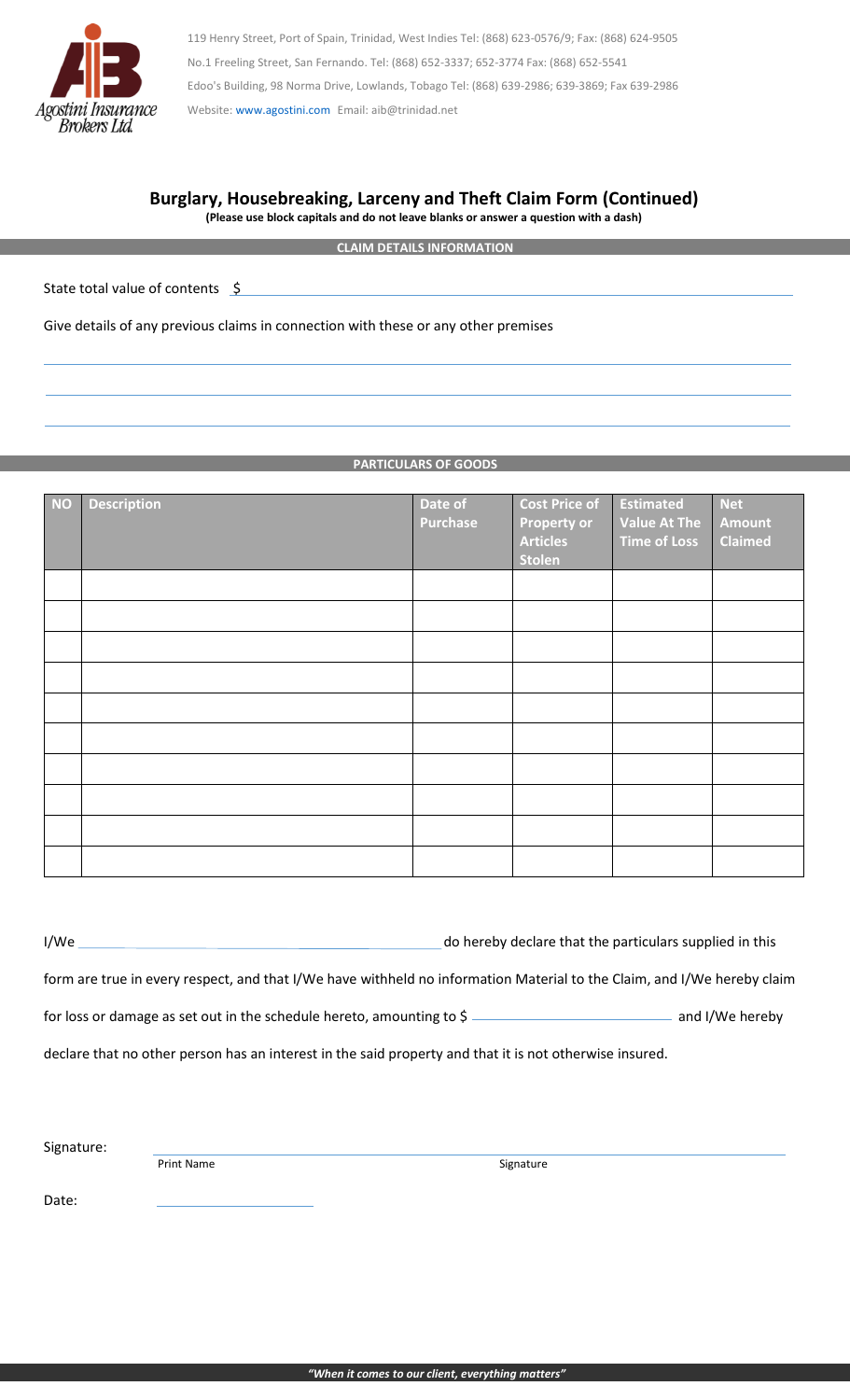119 Henry Street, Port of Spain, Trinidad, West Indies Tel: (868) 623-0576/9; Fax: (868) 624-9505

No.1 Freeling Street, San Fernando. Tel: (868) 652-3337; 652-3774 Fax: (868) 652-5541

Edoo's Building, 98 Norma Drive, Lowlands, Tobago Tel: (868) 639-2986; 639-3869; Fax 639-2986

Website: www.agostini.com Email: aib@trinidad.net

## Burglary, Housebreaking, Larceny and Theft Claim Form (Continued)

**(Please use block capitals and do not leave blanks or answer a question with a dash)**

**CLAIM DETAILS INFORMATION**

State total value of contents $ ______________________________

Give details of any previous claims in connection with these or any other premises

______________________________

______________________________

______________________________

**PARTICULARS OF GOODS**

| NO | Description | Date of Purchase | Cost Price of Property or Articles Stolen | Estimated Value At The Time of Loss | Net Amount Claimed |
|---|---|---|---|---|---|
| | | | | | |
| | | | | | |
| | | | | | |
| | | | | | |
| | | | | | |
| | | | | | |
| | | | | | |
| | | | | | |
| | | | | | |
| | | | | | |

I/We ______________________________ do hereby declare that the particulars supplied in this form are true in every respect, and that I/We have withheld no information Material to the Claim, and I/We hereby claim for loss or damage as set out in the schedule hereto, amounting to $ ______________ and I/We hereby declare that no other person has an interest in the said property and that it is not otherwise insured.

Signature: ______________________________

Print Name &nbsp;&nbsp;&nbsp;&nbsp;&nbsp;&nbsp;&nbsp;&nbsp; Signature

Date: ______________

*"When it comes to our client, everything matters"*